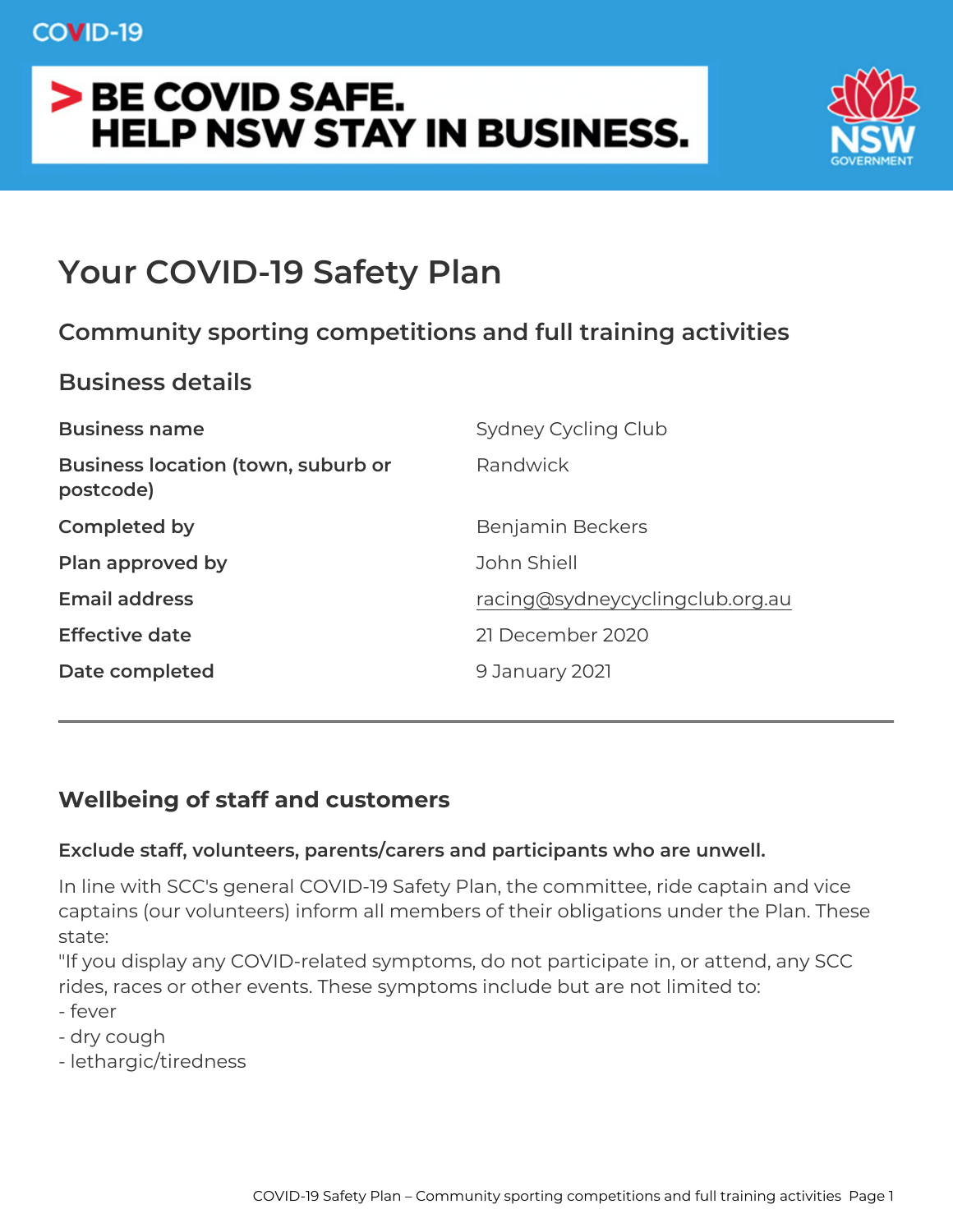COVID-19

# > BE COVID SAFE. HELP NSW STAY IN BUSINESS.

NSW GOVERNMENT

# Your COVID-19 Safety Plan

## Community sporting competitions and full training activities

## Business details

| | |
|---|---|
| **Business name** | Sydney Cycling Club |
| **Business location (town, suburb or postcode)** | Randwick |
| **Completed by** | Benjamin Beckers |
| **Plan approved by** | John Shiell |
| **Email address** | racing@sydneycyclingclub.org.au |
| **Effective date** | 21 December 2020 |
| **Date completed** | 9 January 2021 |

---

## Wellbeing of staff and customers

**Exclude staff, volunteers, parents/carers and participants who are unwell.**

In line with SCC's general COVID-19 Safety Plan, the committee, ride captain and vice captains (our volunteers) inform all members of their obligations under the Plan. These state:
"If you display any COVID-related symptoms, do not participate in, or attend, any SCC rides, races or other events. These symptoms include but are not limited to:
- fever
- dry cough
- lethargic/tiredness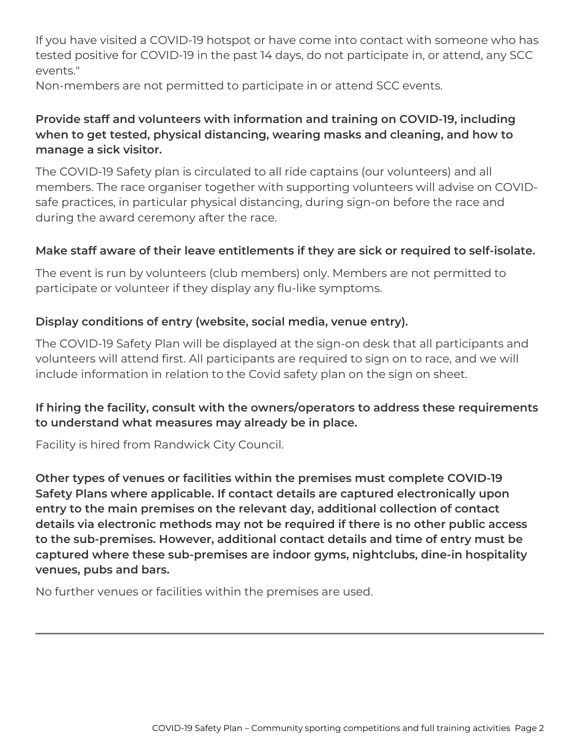If you have visited a COVID-19 hotspot or have come into contact with someone who has tested positive for COVID-19 in the past 14 days, do not participate in, or attend, any SCC events."

Non-members are not permitted to participate in or attend SCC events.

**Provide staff and volunteers with information and training on COVID-19, including when to get tested, physical distancing, wearing masks and cleaning, and how to manage a sick visitor.**

The COVID-19 Safety plan is circulated to all ride captains (our volunteers) and all members. The race organiser together with supporting volunteers will advise on COVID-safe practices, in particular physical distancing, during sign-on before the race and during the award ceremony after the race.

**Make staff aware of their leave entitlements if they are sick or required to self-isolate.**

The event is run by volunteers (club members) only. Members are not permitted to participate or volunteer if they display any flu-like symptoms.

**Display conditions of entry (website, social media, venue entry).**

The COVID-19 Safety Plan will be displayed at the sign-on desk that all participants and volunteers will attend first. All participants are required to sign on to race, and we will include information in relation to the Covid safety plan on the sign on sheet.

**If hiring the facility, consult with the owners/operators to address these requirements to understand what measures may already be in place.**

Facility is hired from Randwick City Council.

**Other types of venues or facilities within the premises must complete COVID-19 Safety Plans where applicable. If contact details are captured electronically upon entry to the main premises on the relevant day, additional collection of contact details via electronic methods may not be required if there is no other public access to the sub-premises. However, additional contact details and time of entry must be captured where these sub-premises are indoor gyms, nightclubs, dine-in hospitality venues, pubs and bars.**

No further venues or facilities within the premises are used.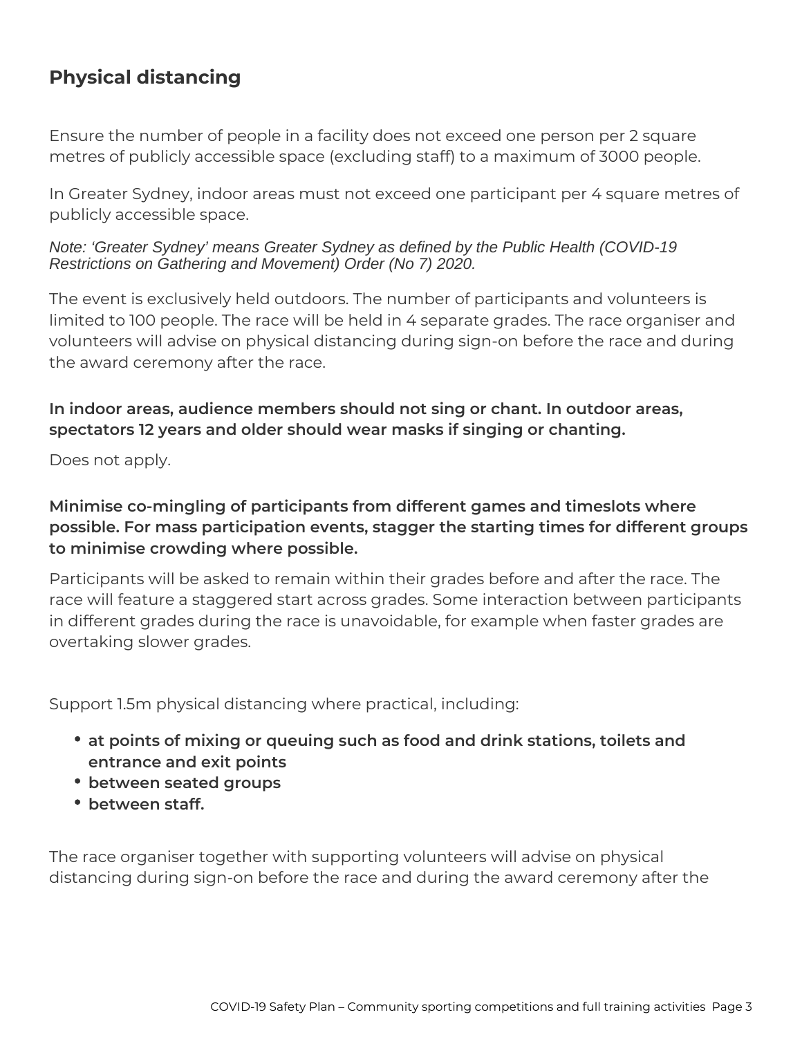## Physical distancing

Ensure the number of people in a facility does not exceed one person per 2 square metres of publicly accessible space (excluding staff) to a maximum of 3000 people.

In Greater Sydney, indoor areas must not exceed one participant per 4 square metres of publicly accessible space.

*Note: 'Greater Sydney' means Greater Sydney as defined by the Public Health (COVID-19 Restrictions on Gathering and Movement) Order (No 7) 2020.*

The event is exclusively held outdoors. The number of participants and volunteers is limited to 100 people. The race will be held in 4 separate grades. The race organiser and volunteers will advise on physical distancing during sign-on before the race and during the award ceremony after the race.

**In indoor areas, audience members should not sing or chant. In outdoor areas, spectators 12 years and older should wear masks if singing or chanting.**

Does not apply.

**Minimise co-mingling of participants from different games and timeslots where possible. For mass participation events, stagger the starting times for different groups to minimise crowding where possible.**

Participants will be asked to remain within their grades before and after the race. The race will feature a staggered start across grades. Some interaction between participants in different grades during the race is unavoidable, for example when faster grades are overtaking slower grades.

Support 1.5m physical distancing where practical, including:

- **at points of mixing or queuing such as food and drink stations, toilets and entrance and exit points**
- **between seated groups**
- **between staff.**

The race organiser together with supporting volunteers will advise on physical distancing during sign-on before the race and during the award ceremony after the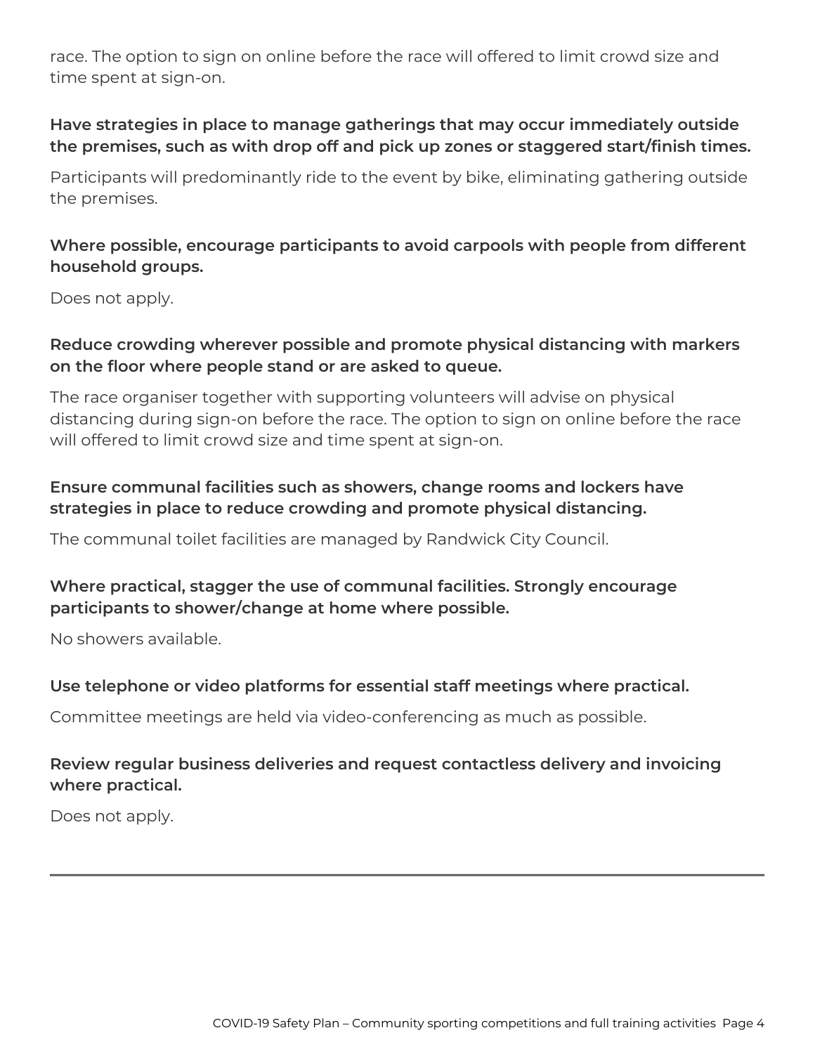race. The option to sign on online before the race will offered to limit crowd size and time spent at sign-on.

**Have strategies in place to manage gatherings that may occur immediately outside the premises, such as with drop off and pick up zones or staggered start/finish times.**

Participants will predominantly ride to the event by bike, eliminating gathering outside the premises.

**Where possible, encourage participants to avoid carpools with people from different household groups.**

Does not apply.

**Reduce crowding wherever possible and promote physical distancing with markers on the floor where people stand or are asked to queue.**

The race organiser together with supporting volunteers will advise on physical distancing during sign-on before the race. The option to sign on online before the race will offered to limit crowd size and time spent at sign-on.

**Ensure communal facilities such as showers, change rooms and lockers have strategies in place to reduce crowding and promote physical distancing.**

The communal toilet facilities are managed by Randwick City Council.

**Where practical, stagger the use of communal facilities. Strongly encourage participants to shower/change at home where possible.**

No showers available.

**Use telephone or video platforms for essential staff meetings where practical.**

Committee meetings are held via video-conferencing as much as possible.

**Review regular business deliveries and request contactless delivery and invoicing where practical.**

Does not apply.

---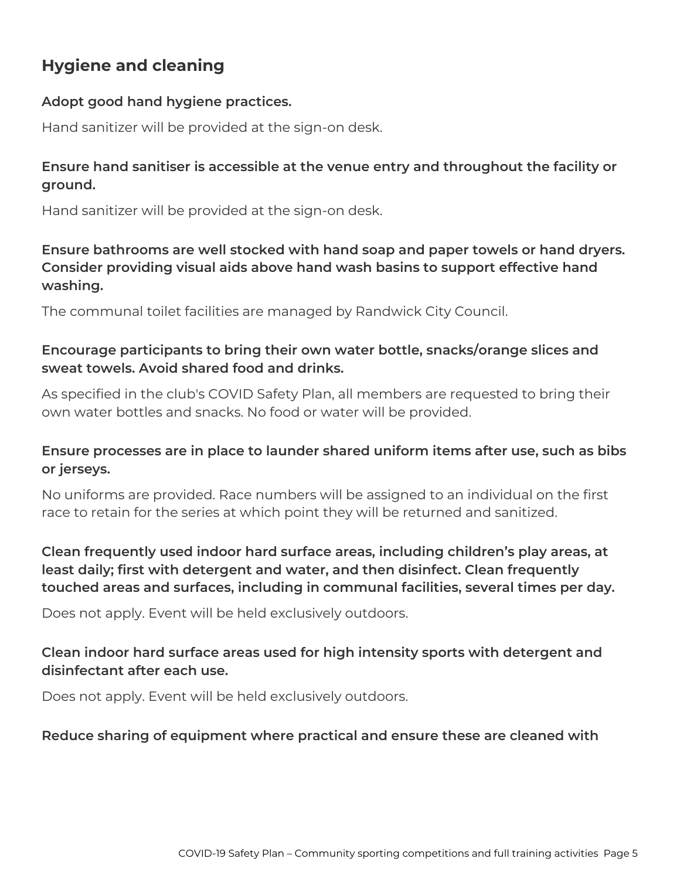## Hygiene and cleaning

**Adopt good hand hygiene practices.**

Hand sanitizer will be provided at the sign-on desk.

**Ensure hand sanitiser is accessible at the venue entry and throughout the facility or ground.**

Hand sanitizer will be provided at the sign-on desk.

**Ensure bathrooms are well stocked with hand soap and paper towels or hand dryers. Consider providing visual aids above hand wash basins to support effective hand washing.**

The communal toilet facilities are managed by Randwick City Council.

**Encourage participants to bring their own water bottle, snacks/orange slices and sweat towels. Avoid shared food and drinks.**

As specified in the club's COVID Safety Plan, all members are requested to bring their own water bottles and snacks. No food or water will be provided.

**Ensure processes are in place to launder shared uniform items after use, such as bibs or jerseys.**

No uniforms are provided. Race numbers will be assigned to an individual on the first race to retain for the series at which point they will be returned and sanitized.

**Clean frequently used indoor hard surface areas, including children's play areas, at least daily; first with detergent and water, and then disinfect. Clean frequently touched areas and surfaces, including in communal facilities, several times per day.**

Does not apply. Event will be held exclusively outdoors.

**Clean indoor hard surface areas used for high intensity sports with detergent and disinfectant after each use.**

Does not apply. Event will be held exclusively outdoors.

**Reduce sharing of equipment where practical and ensure these are cleaned with**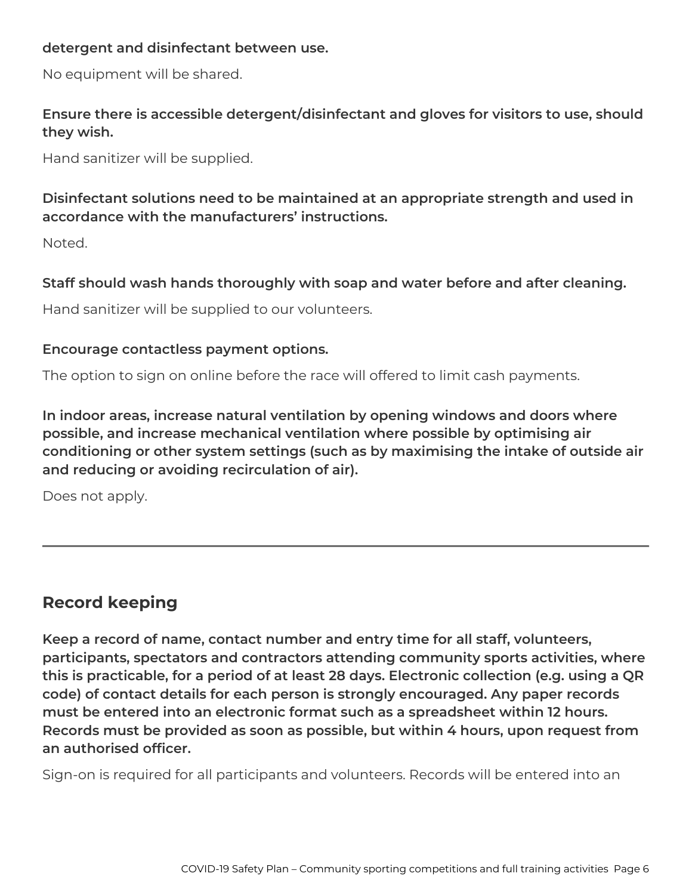**detergent and disinfectant between use.**

No equipment will be shared.

**Ensure there is accessible detergent/disinfectant and gloves for visitors to use, should they wish.**

Hand sanitizer will be supplied.

**Disinfectant solutions need to be maintained at an appropriate strength and used in accordance with the manufacturers' instructions.**

Noted.

**Staff should wash hands thoroughly with soap and water before and after cleaning.**

Hand sanitizer will be supplied to our volunteers.

**Encourage contactless payment options.**

The option to sign on online before the race will offered to limit cash payments.

**In indoor areas, increase natural ventilation by opening windows and doors where possible, and increase mechanical ventilation where possible by optimising air conditioning or other system settings (such as by maximising the intake of outside air and reducing or avoiding recirculation of air).**

Does not apply.

---

## Record keeping

**Keep a record of name, contact number and entry time for all staff, volunteers, participants, spectators and contractors attending community sports activities, where this is practicable, for a period of at least 28 days. Electronic collection (e.g. using a QR code) of contact details for each person is strongly encouraged. Any paper records must be entered into an electronic format such as a spreadsheet within 12 hours. Records must be provided as soon as possible, but within 4 hours, upon request from an authorised officer.**

Sign-on is required for all participants and volunteers. Records will be entered into an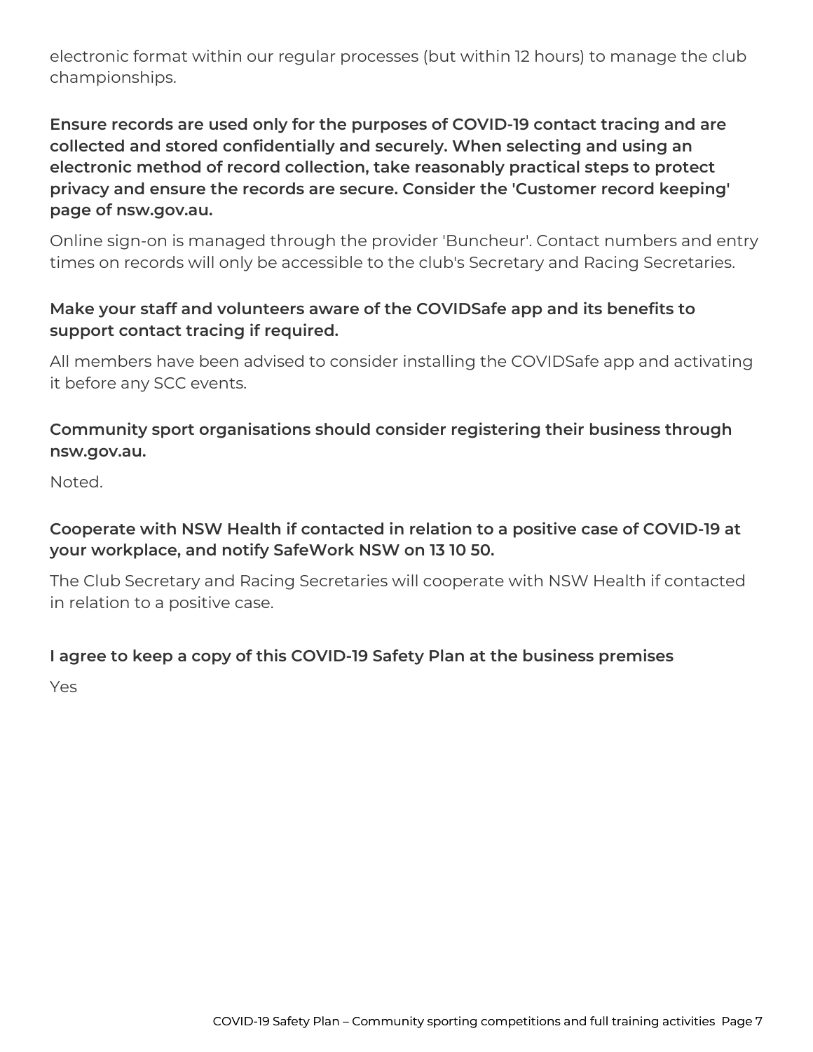electronic format within our regular processes (but within 12 hours) to manage the club championships.

**Ensure records are used only for the purposes of COVID-19 contact tracing and are collected and stored confidentially and securely. When selecting and using an electronic method of record collection, take reasonably practical steps to protect privacy and ensure the records are secure. Consider the 'Customer record keeping' page of nsw.gov.au.**

Online sign-on is managed through the provider 'Buncheur'. Contact numbers and entry times on records will only be accessible to the club's Secretary and Racing Secretaries.

**Make your staff and volunteers aware of the COVIDSafe app and its benefits to support contact tracing if required.**

All members have been advised to consider installing the COVIDSafe app and activating it before any SCC events.

**Community sport organisations should consider registering their business through nsw.gov.au.**

Noted.

**Cooperate with NSW Health if contacted in relation to a positive case of COVID-19 at your workplace, and notify SafeWork NSW on 13 10 50.**

The Club Secretary and Racing Secretaries will cooperate with NSW Health if contacted in relation to a positive case.

**I agree to keep a copy of this COVID-19 Safety Plan at the business premises**

Yes